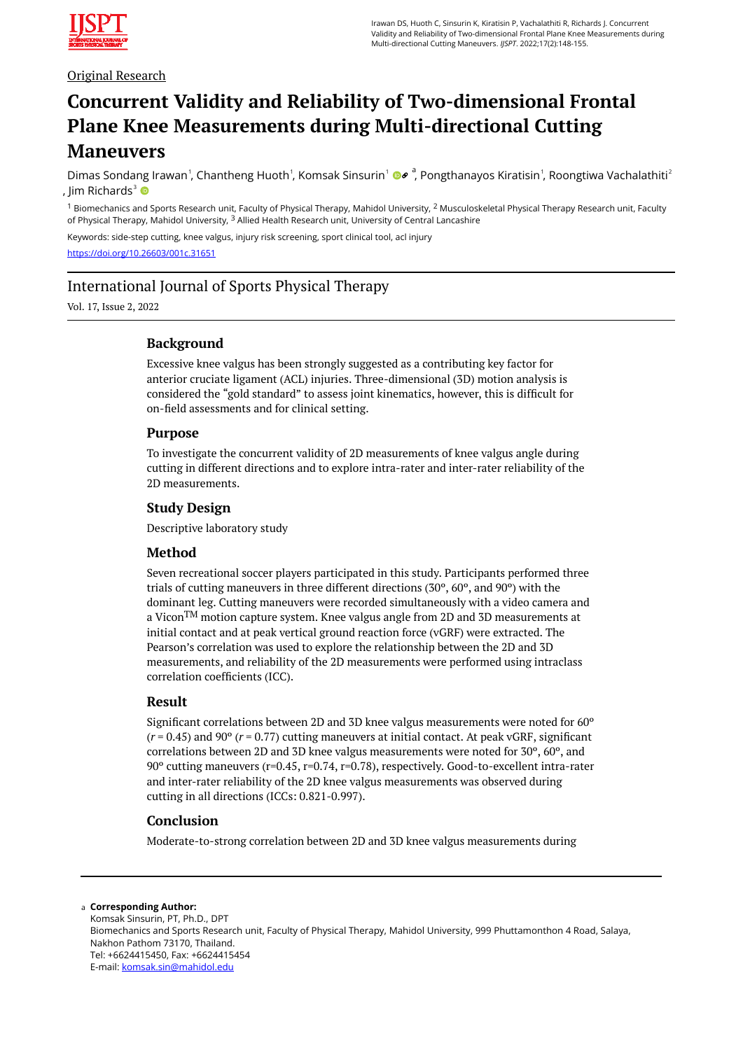Original Research

# Concurrent Validity and Reliability of Two-dimensional Frontal Plane Knee Measurements during Multi-directional Cutting Maneuvers

Dimas Sondang Irawan[1], Chantheng Huoth[1], Komsak Sinsurin[1] [a], Pongthanayos Kiratisin[1], Roongtiwa Vachalathiti[2], Jim Richards[3]

[1] Biomechanics and Sports Research unit, Faculty of Physical Therapy, Mahidol University, [2] Musculoskeletal Physical Therapy Research unit, Faculty of Physical Therapy, Mahidol University, [3] Allied Health Research unit, University of Central Lancashire

Keywords: side-step cutting, knee valgus, injury risk screening, sport clinical tool, acl injury

https://doi.org/10.26603/001c.31651

International Journal of Sports Physical Therapy

Vol. 17, Issue 2, 2022

## Background

Excessive knee valgus has been strongly suggested as a contributing key factor for anterior cruciate ligament (ACL) injuries. Three-dimensional (3D) motion analysis is considered the "gold standard" to assess joint kinematics, however, this is difficult for on-field assessments and for clinical setting.

## Purpose

To investigate the concurrent validity of 2D measurements of knee valgus angle during cutting in different directions and to explore intra-rater and inter-rater reliability of the 2D measurements.

## Study Design

Descriptive laboratory study

## Method

Seven recreational soccer players participated in this study. Participants performed three trials of cutting maneuvers in three different directions (30°, 60°, and 90°) with the dominant leg. Cutting maneuvers were recorded simultaneously with a video camera and a Vicon[TM] motion capture system. Knee valgus angle from 2D and 3D measurements at initial contact and at peak vertical ground reaction force (vGRF) were extracted. The Pearson's correlation was used to explore the relationship between the 2D and 3D measurements, and reliability of the 2D measurements were performed using intraclass correlation coefficients (ICC).

## Result

Significant correlations between 2D and 3D knee valgus measurements were noted for 60° ($r$ = 0.45) and 90° ($r$ = 0.77) cutting maneuvers at initial contact. At peak vGRF, significant correlations between 2D and 3D knee valgus measurements were noted for 30°, 60°, and 90° cutting maneuvers (r=0.45, r=0.74, r=0.78), respectively. Good-to-excellent intra-rater and inter-rater reliability of the 2D knee valgus measurements was observed during cutting in all directions (ICCs: 0.821-0.997).

## Conclusion

Moderate-to-strong correlation between 2D and 3D knee valgus measurements during

---

[a] **Corresponding Author:**
Komsak Sinsurin, PT, Ph.D., DPT
Biomechanics and Sports Research unit, Faculty of Physical Therapy, Mahidol University, 999 Phuttamonthon 4 Road, Salaya, Nakhon Pathom 73170, Thailand.
Tel: +6624415450, Fax: +6624415454
E-mail: komsak.sin@mahidol.edu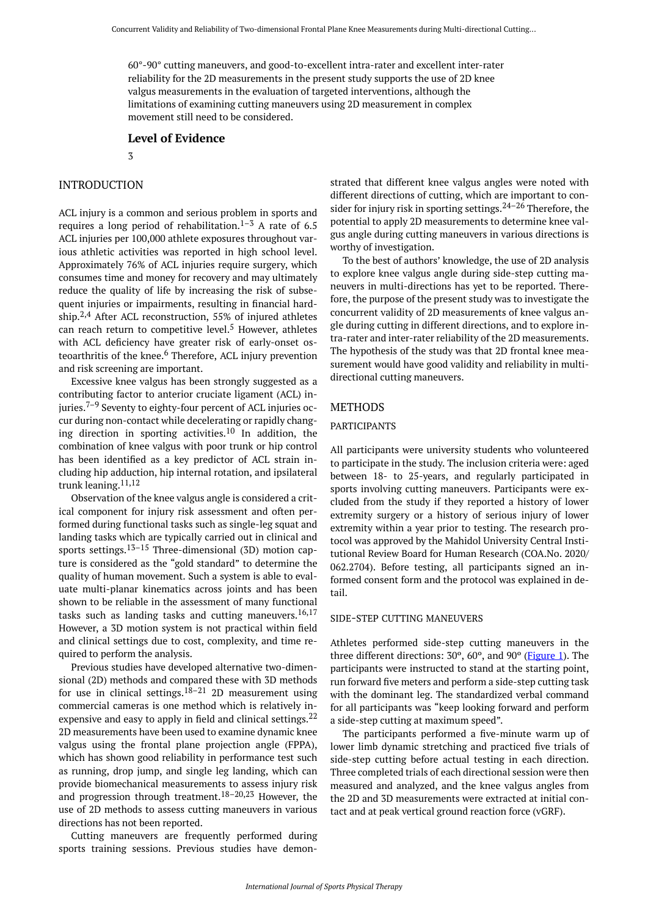60°-90° cutting maneuvers, and good-to-excellent intra-rater and excellent inter-rater reliability for the 2D measurements in the present study supports the use of 2D knee valgus measurements in the evaluation of targeted interventions, although the limitations of examining cutting maneuvers using 2D measurement in complex movement still need to be considered.

## Level of Evidence

3

# INTRODUCTION

ACL injury is a common and serious problem in sports and requires a long period of rehabilitation.[1–3] A rate of 6.5 ACL injuries per 100,000 athlete exposures throughout various athletic activities was reported in high school level. Approximately 76% of ACL injuries require surgery, which consumes time and money for recovery and may ultimately reduce the quality of life by increasing the risk of subsequent injuries or impairments, resulting in financial hardship.[2,4] After ACL reconstruction, 55% of injured athletes can reach return to competitive level.[5] However, athletes with ACL deficiency have greater risk of early-onset osteoarthritis of the knee.[6] Therefore, ACL injury prevention and risk screening are important.

Excessive knee valgus has been strongly suggested as a contributing factor to anterior cruciate ligament (ACL) injuries.[7–9] Seventy to eighty-four percent of ACL injuries occur during non-contact while decelerating or rapidly changing direction in sporting activities.[10] In addition, the combination of knee valgus with poor trunk or hip control has been identified as a key predictor of ACL strain including hip adduction, hip internal rotation, and ipsilateral trunk leaning.[11,12]

Observation of the knee valgus angle is considered a critical component for injury risk assessment and often performed during functional tasks such as single-leg squat and landing tasks which are typically carried out in clinical and sports settings.[13–15] Three-dimensional (3D) motion capture is considered as the "gold standard" to determine the quality of human movement. Such a system is able to evaluate multi-planar kinematics across joints and has been shown to be reliable in the assessment of many functional tasks such as landing tasks and cutting maneuvers.[16,17] However, a 3D motion system is not practical within field and clinical settings due to cost, complexity, and time required to perform the analysis.

Previous studies have developed alternative two-dimensional (2D) methods and compared these with 3D methods for use in clinical settings.[18–21] 2D measurement using commercial cameras is one method which is relatively inexpensive and easy to apply in field and clinical settings.[22] 2D measurements have been used to examine dynamic knee valgus using the frontal plane projection angle (FPPA), which has shown good reliability in performance test such as running, drop jump, and single leg landing, which can provide biomechanical measurements to assess injury risk and progression through treatment.[18–20,23] However, the use of 2D methods to assess cutting maneuvers in various directions has not been reported.

Cutting maneuvers are frequently performed during sports training sessions. Previous studies have demonstrated that different knee valgus angles were noted with different directions of cutting, which are important to consider for injury risk in sporting settings.[24–26] Therefore, the potential to apply 2D measurements to determine knee valgus angle during cutting maneuvers in various directions is worthy of investigation.

To the best of authors' knowledge, the use of 2D analysis to explore knee valgus angle during side-step cutting maneuvers in multi-directions has yet to be reported. Therefore, the purpose of the present study was to investigate the concurrent validity of 2D measurements of knee valgus angle during cutting in different directions, and to explore intra-rater and inter-rater reliability of the 2D measurements. The hypothesis of the study was that 2D frontal knee measurement would have good validity and reliability in multi-directional cutting maneuvers.

# METHODS

## PARTICIPANTS

All participants were university students who volunteered to participate in the study. The inclusion criteria were: aged between 18- to 25-years, and regularly participated in sports involving cutting maneuvers. Participants were excluded from the study if they reported a history of lower extremity surgery or a history of serious injury of lower extremity within a year prior to testing. The research protocol was approved by the Mahidol University Central Institutional Review Board for Human Research (COA.No. 2020/062.2704). Before testing, all participants signed an informed consent form and the protocol was explained in detail.

## SIDE-STEP CUTTING MANEUVERS

Athletes performed side-step cutting maneuvers in the three different directions: 30º, 60º, and 90º (Figure 1). The participants were instructed to stand at the starting point, run forward five meters and perform a side-step cutting task with the dominant leg. The standardized verbal command for all participants was "keep looking forward and perform a side-step cutting at maximum speed".

The participants performed a five-minute warm up of lower limb dynamic stretching and practiced five trials of side-step cutting before actual testing in each direction. Three completed trials of each directional session were then measured and analyzed, and the knee valgus angles from the 2D and 3D measurements were extracted at initial contact and at peak vertical ground reaction force (vGRF).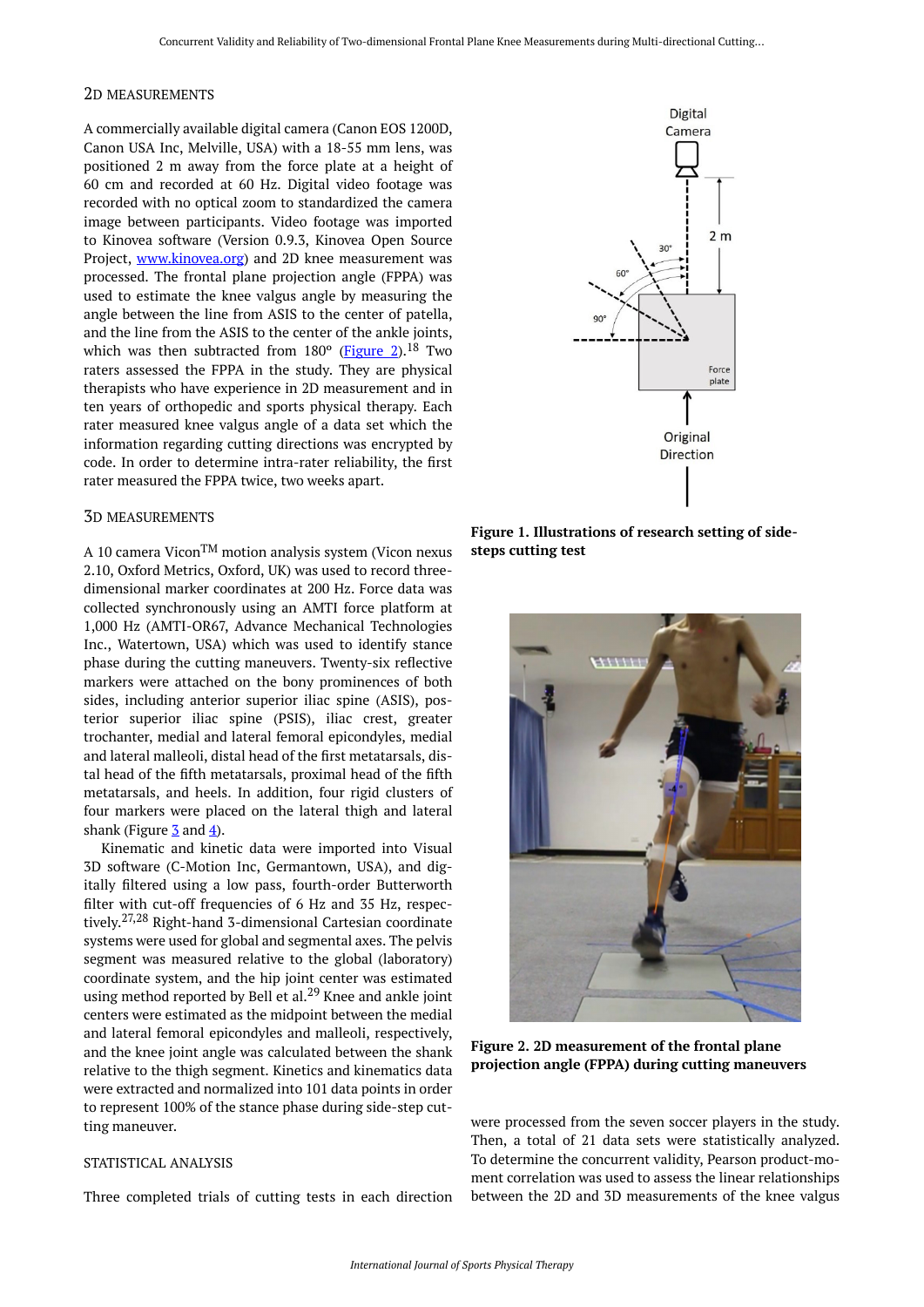## 2D MEASUREMENTS

A commercially available digital camera (Canon EOS 1200D, Canon USA Inc, Melville, USA) with a 18-55 mm lens, was positioned 2 m away from the force plate at a height of 60 cm and recorded at 60 Hz. Digital video footage was recorded with no optical zoom to standardized the camera image between participants. Video footage was imported to Kinovea software (Version 0.9.3, Kinovea Open Source Project, www.kinovea.org) and 2D knee measurement was processed. The frontal plane projection angle (FPPA) was used to estimate the knee valgus angle by measuring the angle between the line from ASIS to the center of patella, and the line from the ASIS to the center of the ankle joints, which was then subtracted from 180° (Figure 2).[18] Two raters assessed the FPPA in the study. They are physical therapists who have experience in 2D measurement and in ten years of orthopedic and sports physical therapy. Each rater measured knee valgus angle of a data set which the information regarding cutting directions was encrypted by code. In order to determine intra-rater reliability, the first rater measured the FPPA twice, two weeks apart.

## 3D MEASUREMENTS

A 10 camera Vicon™ motion analysis system (Vicon nexus 2.10, Oxford Metrics, Oxford, UK) was used to record three-dimensional marker coordinates at 200 Hz. Force data was collected synchronously using an AMTI force platform at 1,000 Hz (AMTI-OR67, Advance Mechanical Technologies Inc., Watertown, USA) which was used to identify stance phase during the cutting maneuvers. Twenty-six reflective markers were attached on the bony prominences of both sides, including anterior superior iliac spine (ASIS), posterior superior iliac spine (PSIS), iliac crest, greater trochanter, medial and lateral femoral epicondyles, medial and lateral malleoli, distal head of the first metatarsals, distal head of the fifth metatarsals, proximal head of the fifth metatarsals, and heels. In addition, four rigid clusters of four markers were placed on the lateral thigh and lateral shank (Figure 3 and 4).

Kinematic and kinetic data were imported into Visual 3D software (C-Motion Inc, Germantown, USA), and digitally filtered using a low pass, fourth-order Butterworth filter with cut-off frequencies of 6 Hz and 35 Hz, respectively.[27,28] Right-hand 3-dimensional Cartesian coordinate systems were used for global and segmental axes. The pelvis segment was measured relative to the global (laboratory) coordinate system, and the hip joint center was estimated using method reported by Bell et al.[29] Knee and ankle joint centers were estimated as the midpoint between the medial and lateral femoral epicondyles and malleoli, respectively, and the knee joint angle was calculated between the shank relative to the thigh segment. Kinetics and kinematics data were extracted and normalized into 101 data points in order to represent 100% of the stance phase during side-step cutting maneuver.

**Figure 1. Illustrations of research setting of side-steps cutting test**

**Figure 2. 2D measurement of the frontal plane projection angle (FPPA) during cutting maneuvers**

## STATISTICAL ANALYSIS

Three completed trials of cutting tests in each direction were processed from the seven soccer players in the study. Then, a total of 21 data sets were statistically analyzed. To determine the concurrent validity, Pearson product-moment correlation was used to assess the linear relationships between the 2D and 3D measurements of the knee valgus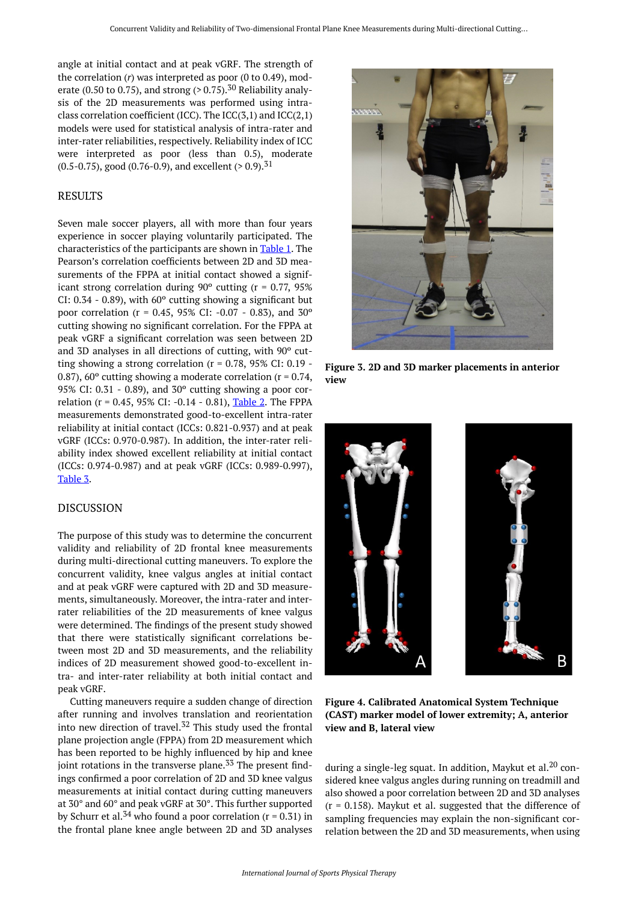angle at initial contact and at peak vGRF. The strength of the correlation (*r*) was interpreted as poor (0 to 0.49), moderate (0.50 to 0.75), and strong (> 0.75).[30] Reliability analysis of the 2D measurements was performed using intraclass correlation coefficient (ICC). The ICC(3,1) and ICC(2,1) models were used for statistical analysis of intra-rater and inter-rater reliabilities, respectively. Reliability index of ICC were interpreted as poor (less than 0.5), moderate (0.5-0.75), good (0.76-0.9), and excellent (> 0.9).[31]

## RESULTS

Seven male soccer players, all with more than four years experience in soccer playing voluntarily participated. The characteristics of the participants are shown in Table 1. The Pearson's correlation coefficients between 2D and 3D measurements of the FPPA at initial contact showed a significant strong correlation during 90º cutting (r = 0.77, 95% CI: 0.34 - 0.89), with 60º cutting showing a significant but poor correlation (r = 0.45, 95% CI: -0.07 - 0.83), and 30º cutting showing no significant correlation. For the FPPA at peak vGRF a significant correlation was seen between 2D and 3D analyses in all directions of cutting, with 90º cutting showing a strong correlation (r = 0.78, 95% CI: 0.19 - 0.87), 60º cutting showing a moderate correlation (r = 0.74, 95% CI: 0.31 - 0.89), and 30º cutting showing a poor correlation (r = 0.45, 95% CI: -0.14 - 0.81), Table 2. The FPPA measurements demonstrated good-to-excellent intra-rater reliability at initial contact (ICCs: 0.821-0.937) and at peak vGRF (ICCs: 0.970-0.987). In addition, the inter-rater reliability index showed excellent reliability at initial contact (ICCs: 0.974-0.987) and at peak vGRF (ICCs: 0.989-0.997), Table 3.

## DISCUSSION

The purpose of this study was to determine the concurrent validity and reliability of 2D frontal knee measurements during multi-directional cutting maneuvers. To explore the concurrent validity, knee valgus angles at initial contact and at peak vGRF were captured with 2D and 3D measurements, simultaneously. Moreover, the intra-rater and inter-rater reliabilities of the 2D measurements of knee valgus were determined. The findings of the present study showed that there were statistically significant correlations between most 2D and 3D measurements, and the reliability indices of 2D measurement showed good-to-excellent intra- and inter-rater reliability at both initial contact and peak vGRF.

Cutting maneuvers require a sudden change of direction after running and involves translation and reorientation into new direction of travel.[32] This study used the frontal plane projection angle (FPPA) from 2D measurement which has been reported to be highly influenced by hip and knee joint rotations in the transverse plane.[33] The present findings confirmed a poor correlation of 2D and 3D knee valgus measurements at initial contact during cutting maneuvers at 30° and 60° and peak vGRF at 30°. This further supported by Schurr et al.[34] who found a poor correlation (r = 0.31) in the frontal plane knee angle between 2D and 3D analyses during a single-leg squat. In addition, Maykut et al.[20] considered knee valgus angles during running on treadmill and also showed a poor correlation between 2D and 3D analyses (r = 0.158). Maykut et al. suggested that the difference of sampling frequencies may explain the non-significant correlation between the 2D and 3D measurements, when using

**Figure 3. 2D and 3D marker placements in anterior view**

**Figure 4. Calibrated Anatomical System Technique (CAST) marker model of lower extremity; A, anterior view and B, lateral view**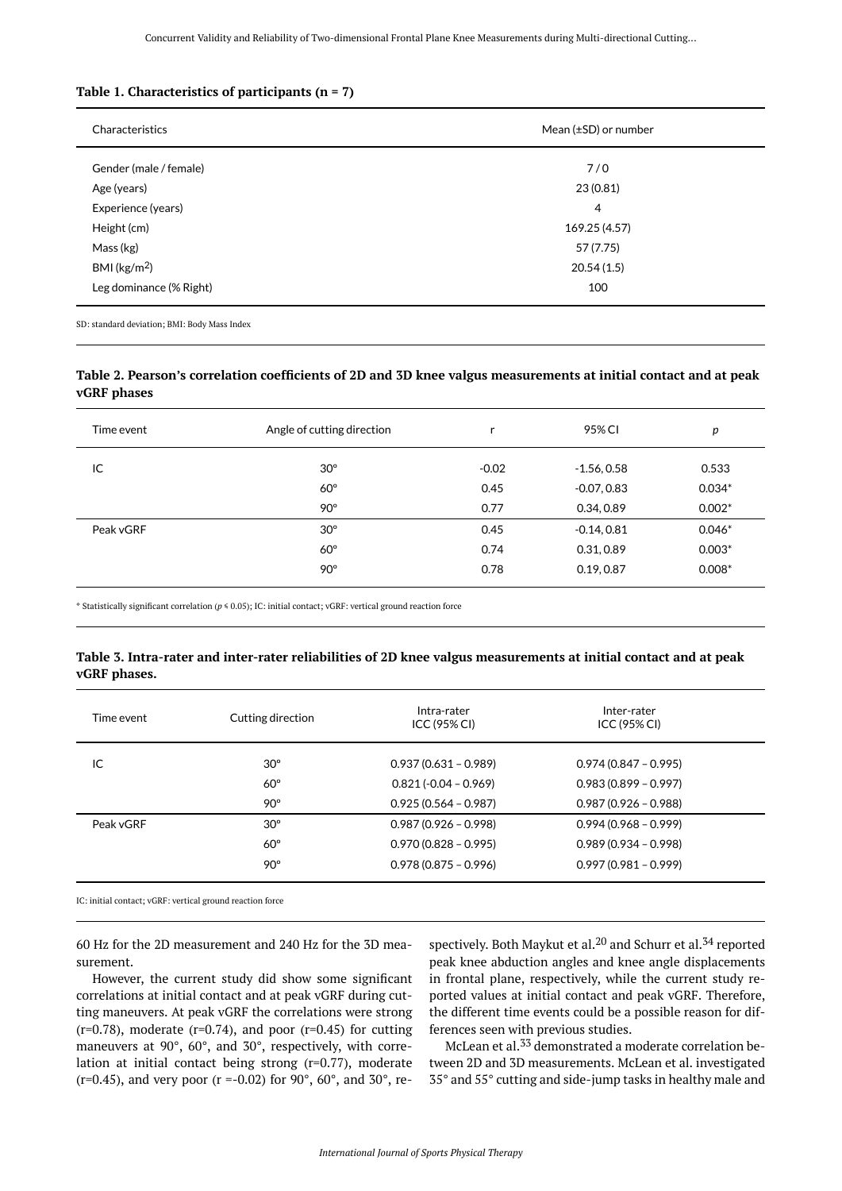**Table 1. Characteristics of participants (n = 7)**

| Characteristics | Mean (±SD) or number |
|---|---|
| Gender (male / female) | 7 / 0 |
| Age (years) | 23 (0.81) |
| Experience (years) | 4 |
| Height (cm) | 169.25 (4.57) |
| Mass (kg) | 57 (7.75) |
| BMI (kg/m$^2$) | 20.54 (1.5) |
| Leg dominance (% Right) | 100 |

SD: standard deviation; BMI: Body Mass Index

**Table 2. Pearson's correlation coefficients of 2D and 3D knee valgus measurements at initial contact and at peak vGRF phases**

| Time event | Angle of cutting direction | r | 95% CI | *p* |
|---|---|---|---|---|
| IC | 30° | -0.02 | -1.56, 0.58 | 0.533 |
| | 60° | 0.45 | -0.07, 0.83 | 0.034* |
| | 90° | 0.77 | 0.34, 0.89 | 0.002* |
| Peak vGRF | 30° | 0.45 | -0.14, 0.81 | 0.046* |
| | 60° | 0.74 | 0.31, 0.89 | 0.003* |
| | 90° | 0.78 | 0.19, 0.87 | 0.008* |

* Statistically significant correlation ($p \leq 0.05$); IC: initial contact; vGRF: vertical ground reaction force

**Table 3. Intra-rater and inter-rater reliabilities of 2D knee valgus measurements at initial contact and at peak vGRF phases.**

| Time event | Cutting direction | Intra-rater ICC (95% CI) | Inter-rater ICC (95% CI) |
|---|---|---|---|
| IC | 30° | 0.937 (0.631 – 0.989) | 0.974 (0.847 – 0.995) |
| | 60° | 0.821 (-0.04 – 0.969) | 0.983 (0.899 – 0.997) |
| | 90° | 0.925 (0.564 – 0.987) | 0.987 (0.926 – 0.988) |
| Peak vGRF | 30° | 0.987 (0.926 – 0.998) | 0.994 (0.968 – 0.999) |
| | 60° | 0.970 (0.828 – 0.995) | 0.989 (0.934 – 0.998) |
| | 90° | 0.978 (0.875 – 0.996) | 0.997 (0.981 – 0.999) |

IC: initial contact; vGRF: vertical ground reaction force

60 Hz for the 2D measurement and 240 Hz for the 3D measurement.

However, the current study did show some significant correlations at initial contact and at peak vGRF during cutting maneuvers. At peak vGRF the correlations were strong (r=0.78), moderate (r=0.74), and poor (r=0.45) for cutting maneuvers at 90°, 60°, and 30°, respectively, with correlation at initial contact being strong (r=0.77), moderate (r=0.45), and very poor (r =-0.02) for 90°, 60°, and 30°, respectively. Both Maykut et al.[20] and Schurr et al.[34] reported peak knee abduction angles and knee angle displacements in frontal plane, respectively, while the current study reported values at initial contact and peak vGRF. Therefore, the different time events could be a possible reason for differences seen with previous studies.

McLean et al.[33] demonstrated a moderate correlation between 2D and 3D measurements. McLean et al. investigated 35° and 55° cutting and side-jump tasks in healthy male and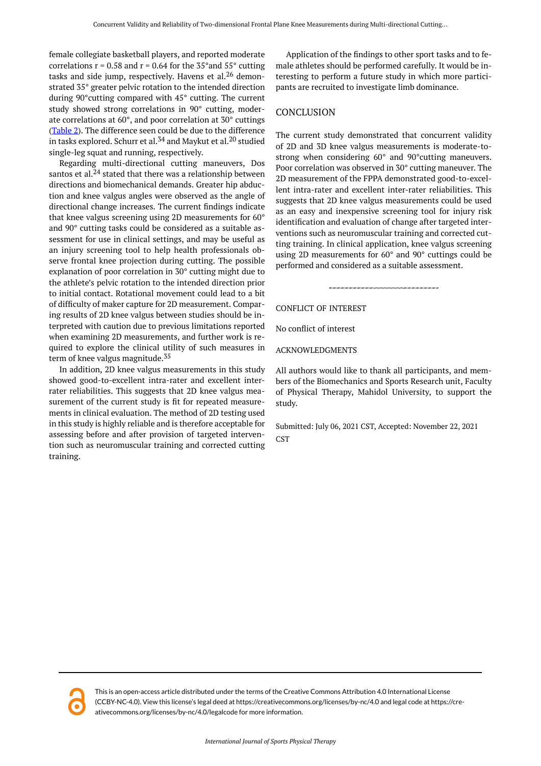female collegiate basketball players, and reported moderate correlations r = 0.58 and r = 0.64 for the 35°and 55° cutting tasks and side jump, respectively. Havens et al.[26] demonstrated 35° greater pelvic rotation to the intended direction during 90°cutting compared with 45° cutting. The current study showed strong correlations in 90° cutting, moderate correlations at 60°, and poor correlation at 30° cuttings (Table 2). The difference seen could be due to the difference in tasks explored. Schurr et al.[34] and Maykut et al.[20] studied single-leg squat and running, respectively.

Regarding multi-directional cutting maneuvers, Dos santos et al.[24] stated that there was a relationship between directions and biomechanical demands. Greater hip abduction and knee valgus angles were observed as the angle of directional change increases. The current findings indicate that knee valgus screening using 2D measurements for 60° and 90° cutting tasks could be considered as a suitable assessment for use in clinical settings, and may be useful as an injury screening tool to help health professionals observe frontal knee projection during cutting. The possible explanation of poor correlation in 30° cutting might due to the athlete's pelvic rotation to the intended direction prior to initial contact. Rotational movement could lead to a bit of difficulty of maker capture for 2D measurement. Comparing results of 2D knee valgus between studies should be interpreted with caution due to previous limitations reported when examining 2D measurements, and further work is required to explore the clinical utility of such measures in term of knee valgus magnitude.[35]

In addition, 2D knee valgus measurements in this study showed good-to-excellent intra-rater and excellent inter-rater reliabilities. This suggests that 2D knee valgus measurement of the current study is fit for repeated measurements in clinical evaluation. The method of 2D testing used in this study is highly reliable and is therefore acceptable for assessing before and after provision of targeted intervention such as neuromuscular training and corrected cutting training.

Application of the findings to other sport tasks and to female athletes should be performed carefully. It would be interesting to perform a future study in which more participants are recruited to investigate limb dominance.

## CONCLUSION

The current study demonstrated that concurrent validity of 2D and 3D knee valgus measurements is moderate-to-strong when considering 60° and 90°cutting maneuvers. Poor correlation was observed in 30° cutting maneuver. The 2D measurement of the FPPA demonstrated good-to-excellent intra-rater and excellent inter-rater reliabilities. This suggests that 2D knee valgus measurements could be used as an easy and inexpensive screening tool for injury risk identification and evaluation of change after targeted interventions such as neuromuscular training and corrected cutting training. In clinical application, knee valgus screening using 2D measurements for 60° and 90° cuttings could be performed and considered as a suitable assessment.

---

CONFLICT OF INTEREST

No conflict of interest

ACKNOWLEDGMENTS

All authors would like to thank all participants, and members of the Biomechanics and Sports Research unit, Faculty of Physical Therapy, Mahidol University, to support the study.

Submitted: July 06, 2021 CST, Accepted: November 22, 2021 CST

This is an open-access article distributed under the terms of the Creative Commons Attribution 4.0 International License (CCBY-NC-4.0). View this license's legal deed at https://creativecommons.org/licenses/by-nc/4.0 and legal code at https://creativecommons.org/licenses/by-nc/4.0/legalcode for more information.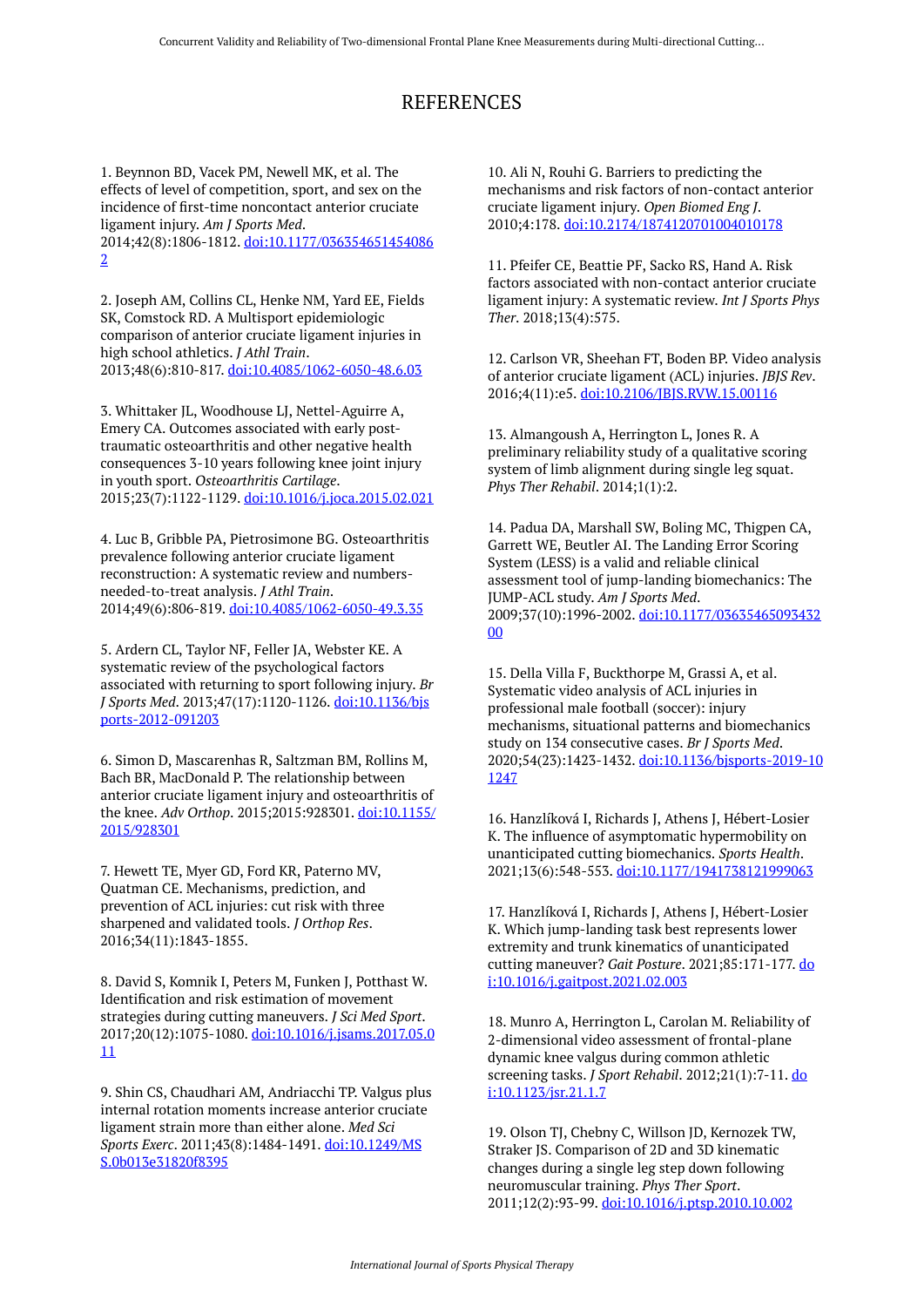# REFERENCES

1. Beynnon BD, Vacek PM, Newell MK, et al. The effects of level of competition, sport, and sex on the incidence of first-time noncontact anterior cruciate ligament injury. *Am J Sports Med*. 2014;42(8):1806-1812. doi:10.1177/0363546514540862

2. Joseph AM, Collins CL, Henke NM, Yard EE, Fields SK, Comstock RD. A Multisport epidemiologic comparison of anterior cruciate ligament injuries in high school athletics. *J Athl Train*. 2013;48(6):810-817. doi:10.4085/1062-6050-48.6.03

3. Whittaker JL, Woodhouse LJ, Nettel-Aguirre A, Emery CA. Outcomes associated with early post-traumatic osteoarthritis and other negative health consequences 3-10 years following knee joint injury in youth sport. *Osteoarthritis Cartilage*. 2015;23(7):1122-1129. doi:10.1016/j.joca.2015.02.021

4. Luc B, Gribble PA, Pietrosimone BG. Osteoarthritis prevalence following anterior cruciate ligament reconstruction: A systematic review and numbers-needed-to-treat analysis. *J Athl Train*. 2014;49(6):806-819. doi:10.4085/1062-6050-49.3.35

5. Ardern CL, Taylor NF, Feller JA, Webster KE. A systematic review of the psychological factors associated with returning to sport following injury. *Br J Sports Med*. 2013;47(17):1120-1126. doi:10.1136/bjsports-2012-091203

6. Simon D, Mascarenhas R, Saltzman BM, Rollins M, Bach BR, MacDonald P. The relationship between anterior cruciate ligament injury and osteoarthritis of the knee. *Adv Orthop*. 2015;2015:928301. doi:10.1155/2015/928301

7. Hewett TE, Myer GD, Ford KR, Paterno MV, Quatman CE. Mechanisms, prediction, and prevention of ACL injuries: cut risk with three sharpened and validated tools. *J Orthop Res*. 2016;34(11):1843-1855.

8. David S, Komnik I, Peters M, Funken J, Potthast W. Identification and risk estimation of movement strategies during cutting maneuvers. *J Sci Med Sport*. 2017;20(12):1075-1080. doi:10.1016/j.jsams.2017.05.011

9. Shin CS, Chaudhari AM, Andriacchi TP. Valgus plus internal rotation moments increase anterior cruciate ligament strain more than either alone. *Med Sci Sports Exerc*. 2011;43(8):1484-1491. doi:10.1249/MSS.0b013e31820f8395

10. Ali N, Rouhi G. Barriers to predicting the mechanisms and risk factors of non-contact anterior cruciate ligament injury. *Open Biomed Eng J*. 2010;4:178. doi:10.2174/1874120701004010178

11. Pfeifer CE, Beattie PF, Sacko RS, Hand A. Risk factors associated with non-contact anterior cruciate ligament injury: A systematic review. *Int J Sports Phys Ther*. 2018;13(4):575.

12. Carlson VR, Sheehan FT, Boden BP. Video analysis of anterior cruciate ligament (ACL) injuries. *JBJS Rev*. 2016;4(11):e5. doi:10.2106/JBJS.RVW.15.00116

13. Almangoush A, Herrington L, Jones R. A preliminary reliability study of a qualitative scoring system of limb alignment during single leg squat. *Phys Ther Rehabil*. 2014;1(1):2.

14. Padua DA, Marshall SW, Boling MC, Thigpen CA, Garrett WE, Beutler AI. The Landing Error Scoring System (LESS) is a valid and reliable clinical assessment tool of jump-landing biomechanics: The JUMP-ACL study. *Am J Sports Med*. 2009;37(10):1996-2002. doi:10.1177/0363546509343200

15. Della Villa F, Buckthorpe M, Grassi A, et al. Systematic video analysis of ACL injuries in professional male football (soccer): injury mechanisms, situational patterns and biomechanics study on 134 consecutive cases. *Br J Sports Med*. 2020;54(23):1423-1432. doi:10.1136/bjsports-2019-101247

16. Hanzlíková I, Richards J, Athens J, Hébert-Losier K. The influence of asymptomatic hypermobility on unanticipated cutting biomechanics. *Sports Health*. 2021;13(6):548-553. doi:10.1177/1941738121999063

17. Hanzlíková I, Richards J, Athens J, Hébert-Losier K. Which jump-landing task best represents lower extremity and trunk kinematics of unanticipated cutting maneuver? *Gait Posture*. 2021;85:171-177. doi:10.1016/j.gaitpost.2021.02.003

18. Munro A, Herrington L, Carolan M. Reliability of 2-dimensional video assessment of frontal-plane dynamic knee valgus during common athletic screening tasks. *J Sport Rehabil*. 2012;21(1):7-11. doi:10.1123/jsr.21.1.7

19. Olson TJ, Chebny C, Willson JD, Kernozek TW, Straker JS. Comparison of 2D and 3D kinematic changes during a single leg step down following neuromuscular training. *Phys Ther Sport*. 2011;12(2):93-99. doi:10.1016/j.ptsp.2010.10.002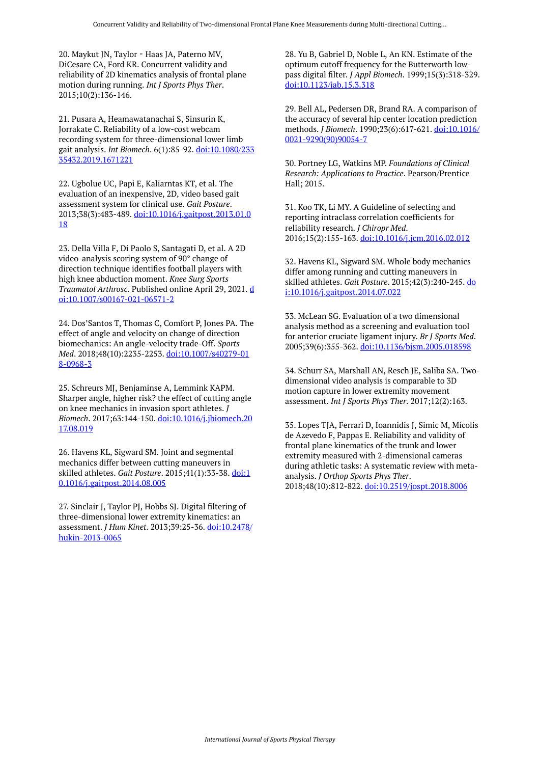20. Maykut JN, Taylor‐Haas JA, Paterno MV, DiCesare CA, Ford KR. Concurrent validity and reliability of 2D kinematics analysis of frontal plane motion during running. *Int J Sports Phys Ther*. 2015;10(2):136-146.

21. Pusara A, Heamawatanachai S, Sinsurin K, Jorrakate C. Reliability of a low-cost webcam recording system for three-dimensional lower limb gait analysis. *Int Biomech*. 6(1):85-92. doi:10.1080/23335432.2019.1671221

22. Ugbolue UC, Papi E, Kaliarntas KT, et al. The evaluation of an inexpensive, 2D, video based gait assessment system for clinical use. *Gait Posture*. 2013;38(3):483-489. doi:10.1016/j.gaitpost.2013.01.018

23. Della Villa F, Di Paolo S, Santagati D, et al. A 2D video-analysis scoring system of 90° change of direction technique identifies football players with high knee abduction moment. *Knee Surg Sports Traumatol Arthrosc*. Published online April 29, 2021. doi:10.1007/s00167-021-06571-2

24. Dos'Santos T, Thomas C, Comfort P, Jones PA. The effect of angle and velocity on change of direction biomechanics: An angle-velocity trade-Off. *Sports Med*. 2018;48(10):2235-2253. doi:10.1007/s40279-018-0968-3

25. Schreurs MJ, Benjaminse A, Lemmink KAPM. Sharper angle, higher risk? the effect of cutting angle on knee mechanics in invasion sport athletes. *J Biomech*. 2017;63:144-150. doi:10.1016/j.jbiomech.2017.08.019

26. Havens KL, Sigward SM. Joint and segmental mechanics differ between cutting maneuvers in skilled athletes. *Gait Posture*. 2015;41(1):33-38. doi:10.1016/j.gaitpost.2014.08.005

27. Sinclair J, Taylor PJ, Hobbs SJ. Digital filtering of three-dimensional lower extremity kinematics: an assessment. *J Hum Kinet*. 2013;39:25-36. doi:10.2478/hukin-2013-0065

28. Yu B, Gabriel D, Noble L, An KN. Estimate of the optimum cutoff frequency for the Butterworth low-pass digital filter. *J Appl Biomech*. 1999;15(3):318-329. doi:10.1123/jab.15.3.318

29. Bell AL, Pedersen DR, Brand RA. A comparison of the accuracy of several hip center location prediction methods. *J Biomech*. 1990;23(6):617-621. doi:10.1016/0021-9290(90)90054-7

30. Portney LG, Watkins MP. *Foundations of Clinical Research: Applications to Practice*. Pearson/Prentice Hall; 2015.

31. Koo TK, Li MY. A Guideline of selecting and reporting intraclass correlation coefficients for reliability research. *J Chiropr Med*. 2016;15(2):155-163. doi:10.1016/j.jcm.2016.02.012

32. Havens KL, Sigward SM. Whole body mechanics differ among running and cutting maneuvers in skilled athletes. *Gait Posture*. 2015;42(3):240-245. doi:10.1016/j.gaitpost.2014.07.022

33. McLean SG. Evaluation of a two dimensional analysis method as a screening and evaluation tool for anterior cruciate ligament injury. *Br J Sports Med*. 2005;39(6):355-362. doi:10.1136/bjsm.2005.018598

34. Schurr SA, Marshall AN, Resch JE, Saliba SA. Two-dimensional video analysis is comparable to 3D motion capture in lower extremity movement assessment. *Int J Sports Phys Ther*. 2017;12(2):163.

35. Lopes TJA, Ferrari D, Ioannidis J, Simic M, Mícolis de Azevedo F, Pappas E. Reliability and validity of frontal plane kinematics of the trunk and lower extremity measured with 2-dimensional cameras during athletic tasks: A systematic review with meta-analysis. *J Orthop Sports Phys Ther*. 2018;48(10):812-822. doi:10.2519/jospt.2018.8006